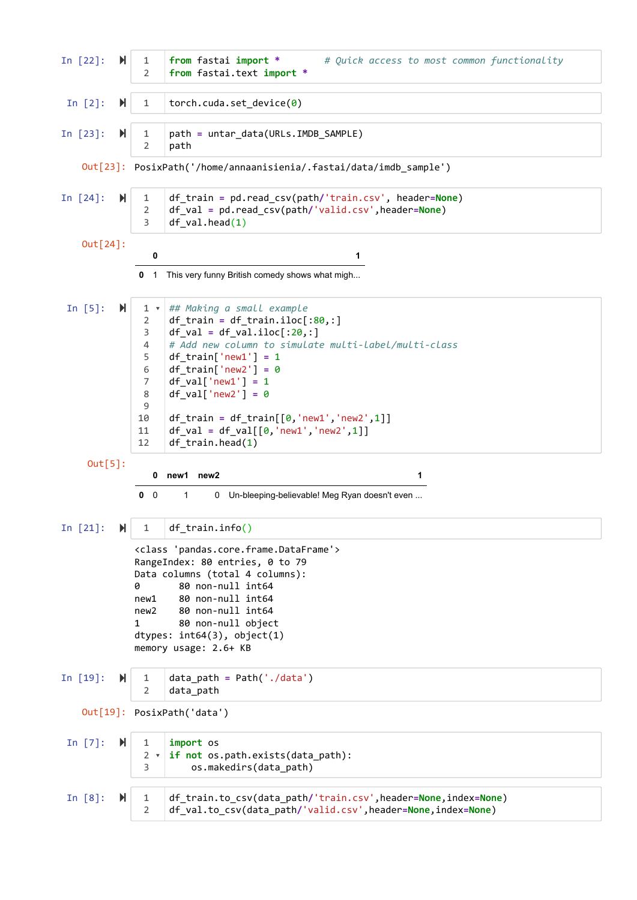In [22]:

```
from fastai import *        # Quick access to most common functionality
from fastai.text import *
```

In [2]:

```
torch.cuda.set_device(0)
```

In [23]:

```
path = untar_data(URLs.IMDB_SAMPLE)
path
```

Out[23]: PosixPath('/home/annaanisienia/.fastai/data/imdb_sample')

In [24]:

```
df_train = pd.read_csv(path/'train.csv', header=None)
df_val = pd.read_csv(path/'valid.csv',header=None)
df_val.head(1)
```

Out[24]:

| | 0 | 1 |
|---|---|---|
| 0 | 1 | This very funny British comedy shows what migh... |

In [5]:

```
## Making a small example
df_train = df_train.iloc[:80,:]
df_val = df_val.iloc[:20,:]
# Add new column to simulate multi-label/multi-class
df_train['new1'] = 1
df_train['new2'] = 0
df_val['new1'] = 1
df_val['new2'] = 0

df_train = df_train[[0,'new1','new2',1]]
df_val = df_val[[0,'new1','new2',1]]
df_train.head(1)
```

Out[5]:

| | 0 | new1 | new2 | 1 |
|---|---|---|---|---|
| 0 | 0 | 1 | 0 | Un-bleeping-believable! Meg Ryan doesn't even ... |

In [21]:

```
df_train.info()
```

```
<class 'pandas.core.frame.DataFrame'>
RangeIndex: 80 entries, 0 to 79
Data columns (total 4 columns):
0       80 non-null int64
new1    80 non-null int64
new2    80 non-null int64
1       80 non-null object
dtypes: int64(3), object(1)
memory usage: 2.6+ KB
```

In [19]:

```
data_path = Path('./data')
data_path
```

Out[19]: PosixPath('data')

In [7]:

```
import os
if not os.path.exists(data_path):
    os.makedirs(data_path)
```

In [8]:

```
df_train.to_csv(data_path/'train.csv',header=None,index=None)
df_val.to_csv(data_path/'valid.csv',header=None,index=None)
```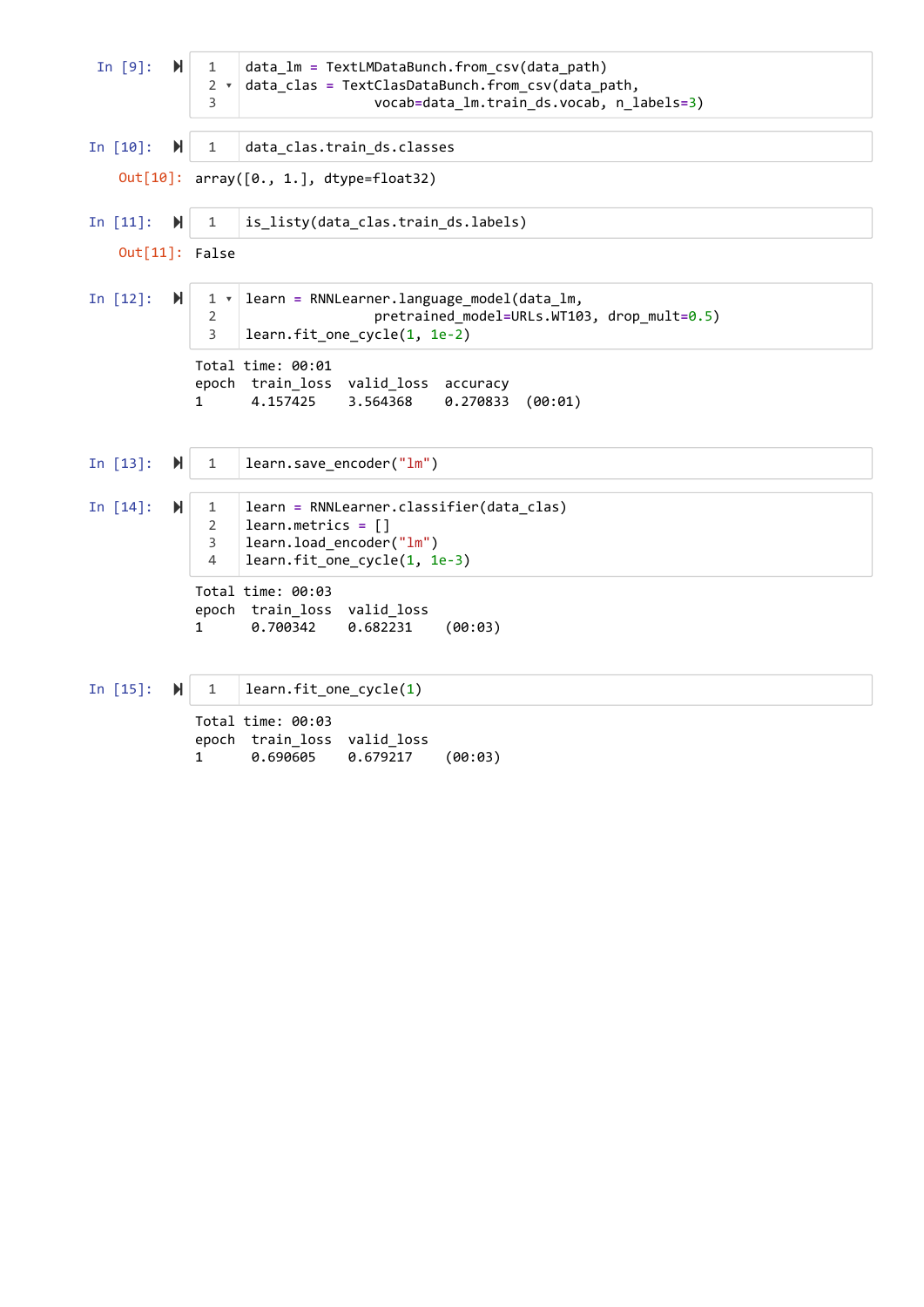In [9]:

```
data_lm = TextLMDataBunch.from_csv(data_path)
data_clas = TextClasDataBunch.from_csv(data_path,
                    vocab=data_lm.train_ds.vocab, n_labels=3)
```

In [10]:

```
data_clas.train_ds.classes
```

Out[10]:

```
array([0., 1.], dtype=float32)
```

In [11]:

```
is_listy(data_clas.train_ds.labels)
```

Out[11]:

```
False
```

In [12]:

```
learn = RNNLearner.language_model(data_lm,
                    pretrained_model=URLs.WT103, drop_mult=0.5)
learn.fit_one_cycle(1, 1e-2)
```

```
Total time: 00:01
epoch  train_loss  valid_loss  accuracy
1      4.157425    3.564368    0.270833  (00:01)
```

In [13]:

```
learn.save_encoder("lm")
```

In [14]:

```
learn = RNNLearner.classifier(data_clas)
learn.metrics = []
learn.load_encoder("lm")
learn.fit_one_cycle(1, 1e-3)
```

```
Total time: 00:03
epoch  train_loss  valid_loss
1      0.700342    0.682231    (00:03)
```

In [15]:

```
learn.fit_one_cycle(1)
```

```
Total time: 00:03
epoch  train_loss  valid_loss
1      0.690605    0.679217    (00:03)
```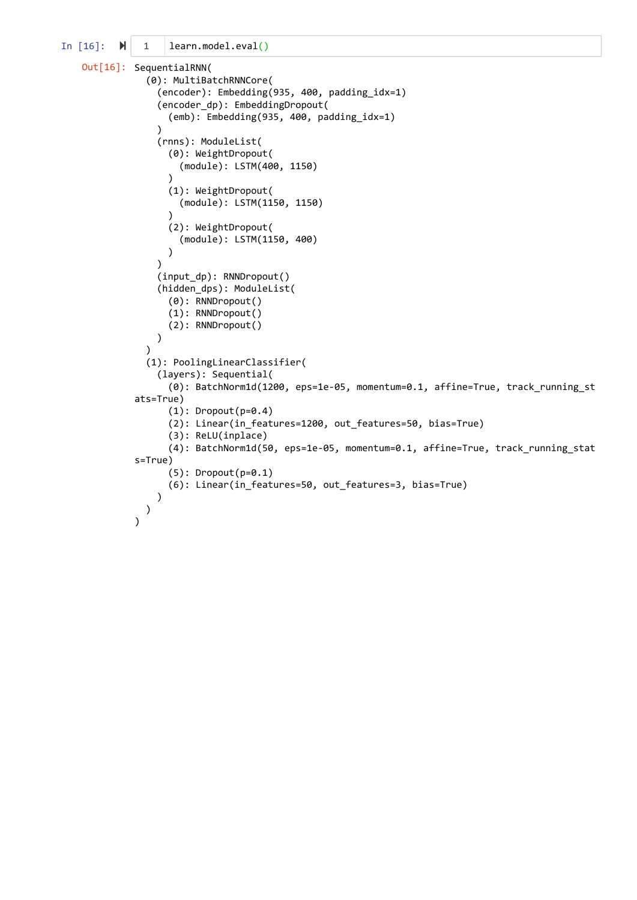In [16]:

```
learn.model.eval()
```

Out[16]:

```
SequentialRNN(
  (0): MultiBatchRNNCore(
    (encoder): Embedding(935, 400, padding_idx=1)
    (encoder_dp): EmbeddingDropout(
      (emb): Embedding(935, 400, padding_idx=1)
    )
    (rnns): ModuleList(
      (0): WeightDropout(
        (module): LSTM(400, 1150)
      )
      (1): WeightDropout(
        (module): LSTM(1150, 1150)
      )
      (2): WeightDropout(
        (module): LSTM(1150, 400)
      )
    )
    (input_dp): RNNDropout()
    (hidden_dps): ModuleList(
      (0): RNNDropout()
      (1): RNNDropout()
      (2): RNNDropout()
    )
  )
  (1): PoolingLinearClassifier(
    (layers): Sequential(
      (0): BatchNorm1d(1200, eps=1e-05, momentum=0.1, affine=True, track_running_st
ats=True)
      (1): Dropout(p=0.4)
      (2): Linear(in_features=1200, out_features=50, bias=True)
      (3): ReLU(inplace)
      (4): BatchNorm1d(50, eps=1e-05, momentum=0.1, affine=True, track_running_stat
s=True)
      (5): Dropout(p=0.1)
      (6): Linear(in_features=50, out_features=3, bias=True)
    )
  )
)
```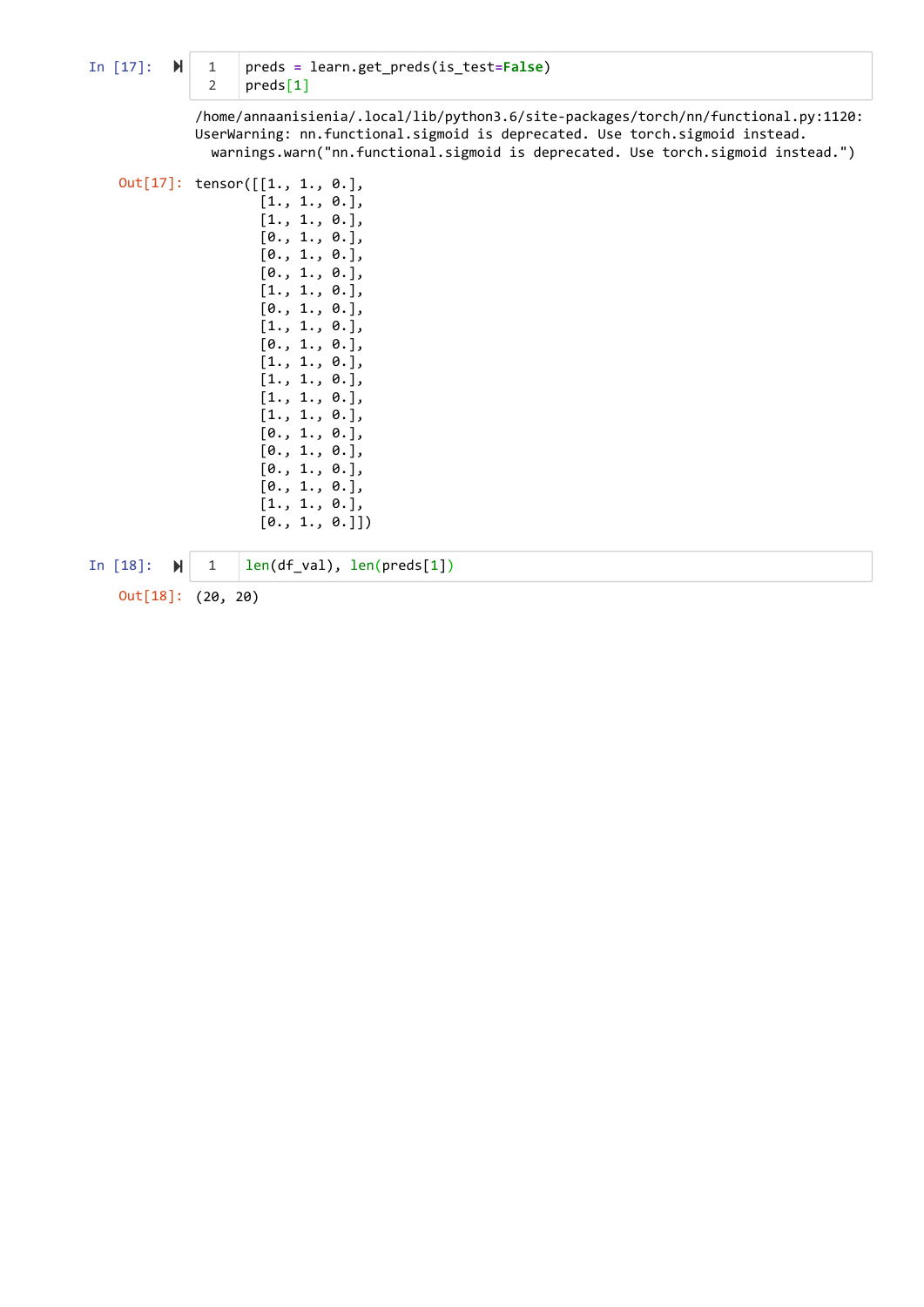In [17]:

```
preds = learn.get_preds(is_test=False)
preds[1]
```

```
/home/annaanisienia/.local/lib/python3.6/site-packages/torch/nn/functional.py:1120:
UserWarning: nn.functional.sigmoid is deprecated. Use torch.sigmoid instead.
  warnings.warn("nn.functional.sigmoid is deprecated. Use torch.sigmoid instead.")
```

Out[17]:

```
tensor([[1., 1., 0.],
        [1., 1., 0.],
        [1., 1., 0.],
        [0., 1., 0.],
        [0., 1., 0.],
        [0., 1., 0.],
        [1., 1., 0.],
        [0., 1., 0.],
        [1., 1., 0.],
        [0., 1., 0.],
        [1., 1., 0.],
        [1., 1., 0.],
        [1., 1., 0.],
        [1., 1., 0.],
        [0., 1., 0.],
        [0., 1., 0.],
        [0., 1., 0.],
        [0., 1., 0.],
        [1., 1., 0.],
        [0., 1., 0.]])
```

In [18]:

```
len(df_val), len(preds[1])
```

Out[18]:

```
(20, 20)
```